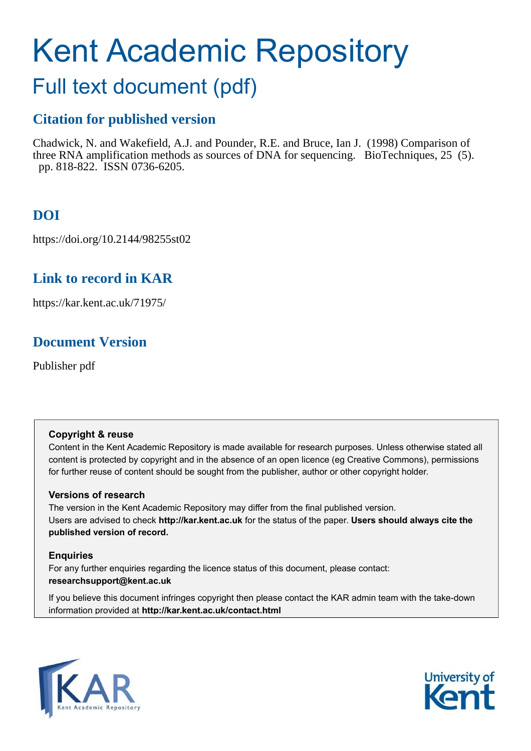# Kent Academic Repository

## Full text document (pdf)

### Citation for published version

Chadwick, N. and Wakefield, A.J. and Pounder, R.E. and Bruce, Ian J. (1998) Comparison of three RNA amplification methods as sources of DNA for sequencing. BioTechniques, 25 (5). pp. 818-822. ISSN 0736-6205.

### DOI

https://doi.org/10.2144/98255st02

### Link to record in KAR

https://kar.kent.ac.uk/71975/

### Document Version

Publisher pdf

**Copyright & reuse**

Content in the Kent Academic Repository is made available for research purposes. Unless otherwise stated all content is protected by copyright and in the absence of an open licence (eg Creative Commons), permissions for further reuse of content should be sought from the publisher, author or other copyright holder.

**Versions of research**

The version in the Kent Academic Repository may differ from the final published version. Users are advised to check **http://kar.kent.ac.uk** for the status of the paper. **Users should always cite the published version of record.**

**Enquiries**

For any further enquiries regarding the licence status of this document, please contact: **researchsupport@kent.ac.uk**

If you believe this document infringes copyright then please contact the KAR admin team with the take-down information provided at **http://kar.kent.ac.uk/contact.html**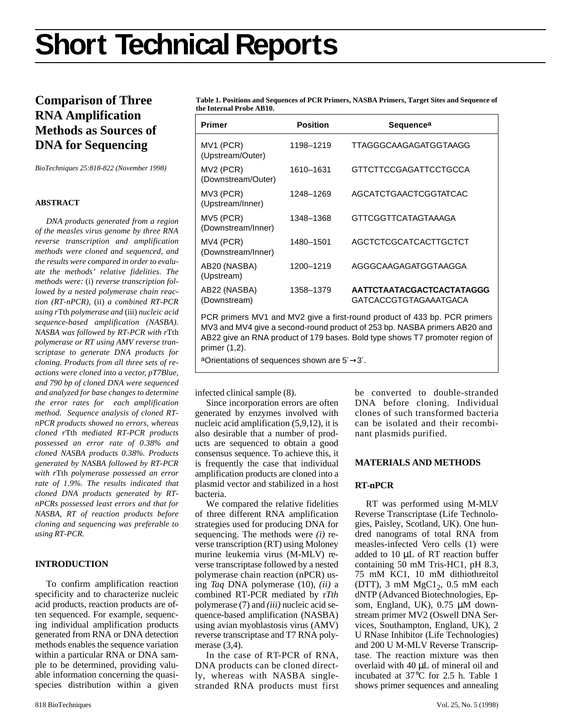# Short Technical Reports

## Comparison of Three RNA Amplification Methods as Sources of DNA for Sequencing

*BioTechniques 25:818-822 (November 1998)*

### ABSTRACT

*DNA products generated from a region of the measles virus genome by three RNA reverse transcription and amplification methods were cloned and sequenced, and the results were compared in order to evaluate the methods' relative fidelities. The methods were:* (i) *reverse transcription followed by a nested polymerase chain reaction (RT-nPCR),* (ii) *a combined RT-PCR using r*Tth *polymerase and* (iii) *nucleic acid sequence-based amplification (NASBA). NASBA was followed by RT-PCR with r*Tth *polymerase or RT using AMV reverse transcriptase to generate DNA products for cloning. Products from all three sets of reactions were cloned into a vector, pT7Blue, and 790 bp of cloned DNA were sequenced and analyzed for base changes to determine the error rates for each amplification method. Sequence analysis of cloned RT-nPCR products showed no errors, whereas cloned r*Tth *mediated RT-PCR products possessed an error rate of 0.38% and cloned NASBA products 0.38%. Products generated by NASBA followed by RT-PCR with r*Tth *polymerase possessed an error rate of 1.9%. The results indicated that cloned DNA products generated by RT-nPCRs possessed least errors and that for NASBA, RT of reaction products before cloning and sequencing was preferable to using RT-PCR.*

**Table 1. Positions and Sequences of PCR Primers, NASBA Primers, Target Sites and Sequence of the Internal Probe AB10.**

| Primer | Position | Sequence[a] |
|---|---|---|
| MV1 (PCR) (Upstream/Outer) | 1198–1219 | TTAGGGCAAGAGATGGTAAGG |
| MV2 (PCR) (Downstream/Outer) | 1610–1631 | GTTCTTCCGAGATTCCTGCCA |
| MV3 (PCR) (Upstream/Inner) | 1248–1269 | AGCATCTGAACTCGGTATCAC |
| MV5 (PCR) (Downstream/Inner) | 1348–1368 | GTTCGGTTCATAGTAAAGA |
| MV4 (PCR) (Downstream/Inner) | 1480–1501 | AGCTCTCGCATCACTTGCTCT |
| AB20 (NASBA) (Upstream) | 1200–1219 | AGGGCAAGAGATGGTAAGGA |
| AB22 (NASBA) (Downstream) | 1358–1379 | **AATTCTAATACGACTCACTATAGGG** GATCACCGTGTAGAAATGACA |

PCR primers MV1 and MV2 give a first-round product of 433 bp. PCR primers MV3 and MV4 give a second-round product of 253 bp. NASBA primers AB20 and AB22 give an RNA product of 179 bases. Bold type shows T7 promoter region of primer (1,2).

[a]Orientations of sequences shown are 5′→3′.

### INTRODUCTION

To confirm amplification reaction specificity and to characterize nucleic acid products, reaction products are often sequenced. For example, sequencing individual amplification products generated from RNA or DNA detection methods enables the sequence variation within a particular RNA or DNA sample to be determined, providing valuable information concerning the quasispecies distribution within a given infected clinical sample (8).

Since incorporation errors are often generated by enzymes involved with nucleic acid amplification (5,9,12), it is also desirable that a number of products are sequenced to obtain a good consensus sequence. To achieve this, it is frequently the case that individual amplification products are cloned into a plasmid vector and stabilized in a host bacteria.

We compared the relative fidelities of three different RNA amplification strategies used for producing DNA for sequencing. The methods were *(i)* reverse transcription (RT) using Moloney murine leukemia virus (M-MLV) reverse transcriptase followed by a nested polymerase chain reaction (nPCR) using *Taq* DNA polymerase (10), *(ii)* a combined RT-PCR mediated by r*Tth* polymerase (7) and *(iii)* nucleic acid sequence-based amplification (NASBA) using avian myoblastosis virus (AMV) reverse transcriptase and T7 RNA polymerase (3,4).

In the case of RT-PCR of RNA, DNA products can be cloned directly, whereas with NASBA single-stranded RNA products must first be converted to double-stranded DNA before cloning. Individual clones of such transformed bacteria can be isolated and their recombinant plasmids purified.

### MATERIALS AND METHODS

#### RT-nPCR

RT was performed using M-MLV Reverse Transcriptase (Life Technologies, Paisley, Scotland, UK). One hundred nanograms of total RNA from measles-infected Vero cells (1) were added to 10 μL of RT reaction buffer containing 50 mM Tris-HC1, pH 8.3, 75 mM KC1, 10 mM dithiothreitol (DTT), 3 mM $MgC1_2$, 0.5 mM each dNTP (Advanced Biotechnologies, Epsom, England, UK), 0.75 μM downstream primer MV2 (Oswell DNA Services, Southampton, England, UK), 2 U RNase Inhibitor (Life Technologies) and 200 U M-MLV Reverse Transcriptase. The reaction mixture was then overlaid with 40 μL of mineral oil and incubated at 37°C for 2.5 h. Table 1 shows primer sequences and annealing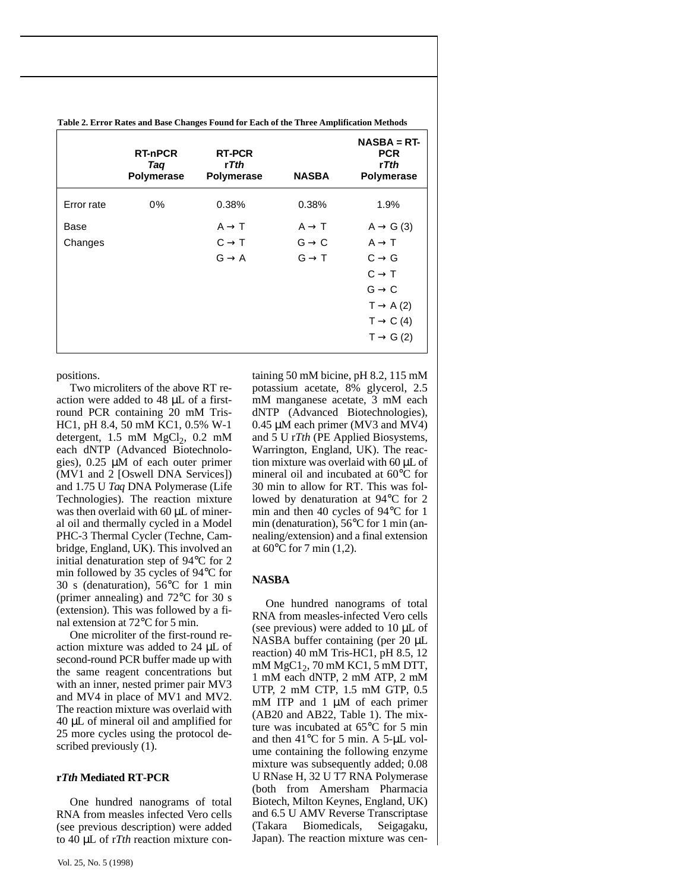**Table 2. Error Rates and Base Changes Found for Each of the Three Amplification Methods**

| | RT-nPCR *Taq* Polymerase | RT-PCR r*Tth* Polymerase | NASBA | NASBA = RT-PCR r*Tth* Polymerase |
|---|---|---|---|---|
| Error rate | 0% | 0.38% | 0.38% | 1.9% |
| Base | | A → T | A → T | A → G (3) |
| Changes | | C → T | G → C | A → T |
| | | G → A | G → T | C → G |
| | | | | C → T |
| | | | | G → C |
| | | | | T → A (2) |
| | | | | T → C (4) |
| | | | | T → G (2) |

positions.

Two microliters of the above RT reaction were added to 48 μL of a first-round PCR containing 20 mM Tris-HC1, pH 8.4, 50 mM KC1, 0.5% W-1 detergent, 1.5 mM $MgCl_2$, 0.2 mM each dNTP (Advanced Biotechnologies), 0.25 μM of each outer primer (MV1 and 2 [Oswell DNA Services]) and 1.75 U *Taq* DNA Polymerase (Life Technologies). The reaction mixture was then overlaid with 60 μL of mineral oil and thermally cycled in a Model PHC-3 Thermal Cycler (Techne, Cambridge, England, UK). This involved an initial denaturation step of 94°C for 2 min followed by 35 cycles of 94°C for 30 s (denaturation), 56°C for 1 min (primer annealing) and 72°C for 30 s (extension). This was followed by a final extension at 72°C for 5 min.

One microliter of the first-round reaction mixture was added to 24 μL of second-round PCR buffer made up with the same reagent concentrations but with an inner, nested primer pair MV3 and MV4 in place of MV1 and MV2. The reaction mixture was overlaid with 40 μL of mineral oil and amplified for 25 more cycles using the protocol described previously (1).

### r*Tth* Mediated RT-PCR

One hundred nanograms of total RNA from measles infected Vero cells (see previous description) were added to 40 μL of r*Tth* reaction mixture containing 50 mM bicine, pH 8.2, 115 mM potassium acetate, 8% glycerol, 2.5 mM manganese acetate, 3 mM each dNTP (Advanced Biotechnologies), 0.45 μM each primer (MV3 and MV4) and 5 U r*Tth* (PE Applied Biosystems, Warrington, England, UK). The reaction mixture was overlaid with 60 μL of mineral oil and incubated at 60°C for 30 min to allow for RT. This was followed by denaturation at 94°C for 2 min and then 40 cycles of 94°C for 1 min (denaturation), 56°C for 1 min (annealing/extension) and a final extension at 60°C for 7 min (1,2).

### NASBA

One hundred nanograms of total RNA from measles-infected Vero cells (see previous) were added to 10 μL of NASBA buffer containing (per 20 μL reaction) 40 mM Tris-HC1, pH 8.5, 12 mM $MgC1_2$, 70 mM KC1, 5 mM DTT, 1 mM each dNTP, 2 mM ATP, 2 mM UTP, 2 mM CTP, 1.5 mM GTP, 0.5 mM ITP and 1 μM of each primer (AB20 and AB22, Table 1). The mixture was incubated at 65°C for 5 min and then 41°C for 5 min. A 5-μL volume containing the following enzyme mixture was subsequently added; 0.08 U RNase H, 32 U T7 RNA Polymerase (both from Amersham Pharmacia Biotech, Milton Keynes, England, UK) and 6.5 U AMV Reverse Transcriptase (Takara Biomedicals, Seigagaku, Japan). The reaction mixture was cen-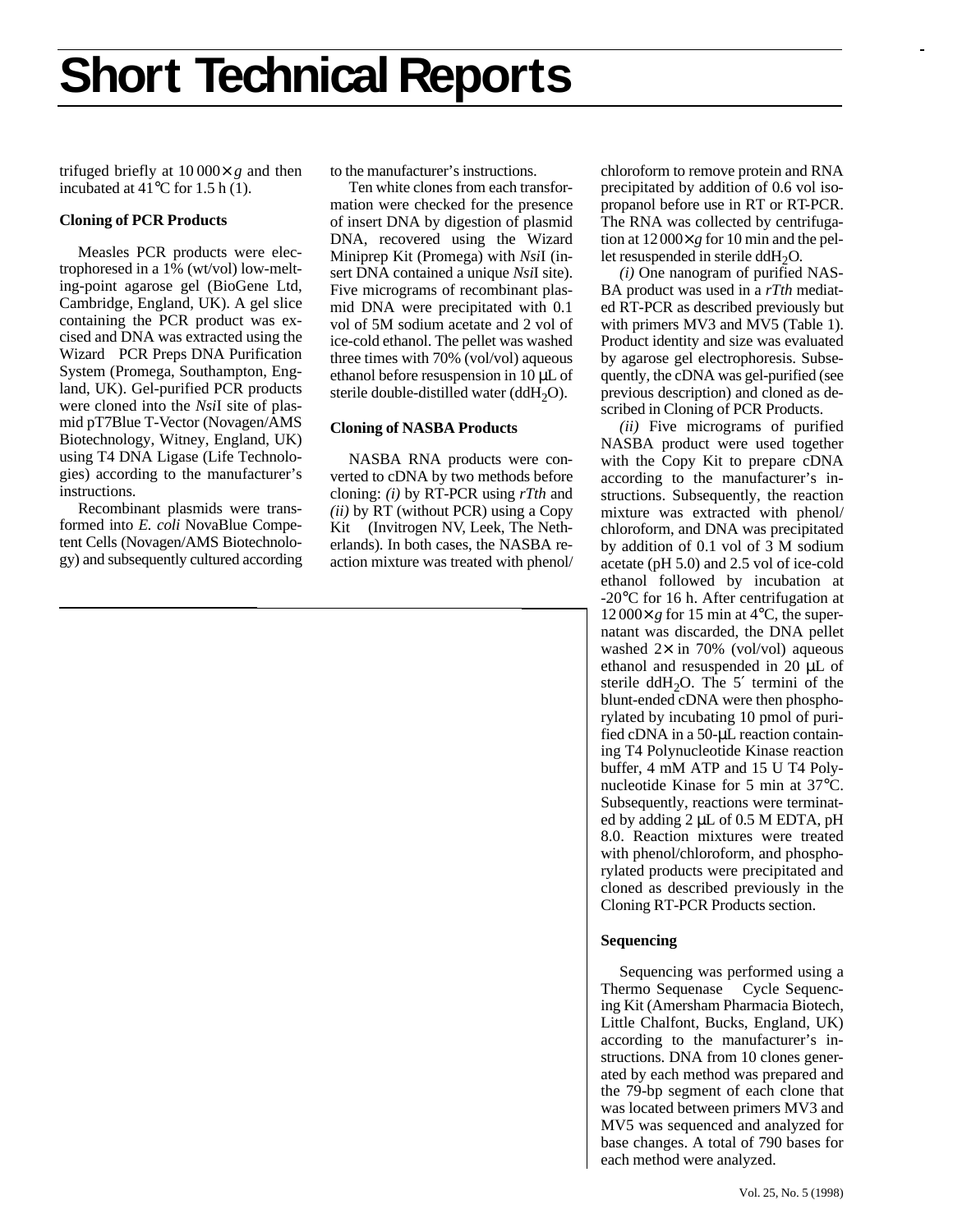trifuged briefly at 10 000× $g$ and then incubated at 41°C for 1.5 h (1).

### Cloning of PCR Products

Measles PCR products were electrophoresed in a 1% (wt/vol) low-melting-point agarose gel (BioGene Ltd, Cambridge, England, UK). A gel slice containing the PCR product was excised and DNA was extracted using the Wizard PCR Preps DNA Purification System (Promega, Southampton, England, UK). Gel-purified PCR products were cloned into the *Nsi*I site of plasmid pT7Blue T-Vector (Novagen/AMS Biotechnology, Witney, England, UK) using T4 DNA Ligase (Life Technologies) according to the manufacturer's instructions.

Recombinant plasmids were transformed into *E. coli* NovaBlue Competent Cells (Novagen/AMS Biotechnology) and subsequently cultured according to the manufacturer's instructions.

Ten white clones from each transformation were checked for the presence of insert DNA by digestion of plasmid DNA, recovered using the Wizard Miniprep Kit (Promega) with *Nsi*I (insert DNA contained a unique *Nsi*I site). Five micrograms of recombinant plasmid DNA were precipitated with 0.1 vol of 5M sodium acetate and 2 vol of ice-cold ethanol. The pellet was washed three times with 70% (vol/vol) aqueous ethanol before resuspension in 10 µL of sterile double-distilled water (dd$H_2O$).

### Cloning of NASBA Products

NASBA RNA products were converted to cDNA by two methods before cloning: *(i)* by RT-PCR using *rTth* and *(ii)* by RT (without PCR) using a Copy Kit (Invitrogen NV, Leek, The Netherlands). In both cases, the NASBA reaction mixture was treated with phenol/chloroform to remove protein and RNA precipitated by addition of 0.6 vol isopropanol before use in RT or RT-PCR. The RNA was collected by centrifugation at 12 000× $g$ for 10 min and the pellet resuspended in sterile dd$H_2O$.

*(i)* One nanogram of purified NASBA product was used in a *rTth* mediated RT-PCR as described previously but with primers MV3 and MV5 (Table 1). Product identity and size was evaluated by agarose gel electrophoresis. Subsequently, the cDNA was gel-purified (see previous description) and cloned as described in Cloning of PCR Products.

*(ii)* Five micrograms of purified NASBA product were used together with the Copy Kit to prepare cDNA according to the manufacturer's instructions. Subsequently, the reaction mixture was extracted with phenol/chloroform, and DNA was precipitated by addition of 0.1 vol of 3 M sodium acetate (pH 5.0) and 2.5 vol of ice-cold ethanol followed by incubation at -20°C for 16 h. After centrifugation at 12 000× $g$ for 15 min at 4°C, the supernatant was discarded, the DNA pellet washed 2× in 70% (vol/vol) aqueous ethanol and resuspended in 20 µL of sterile dd$H_2O$. The 5′ termini of the blunt-ended cDNA were then phosphorylated by incubating 10 pmol of purified cDNA in a 50-µL reaction containing T4 Polynucleotide Kinase reaction buffer, 4 mM ATP and 15 U T4 Polynucleotide Kinase for 5 min at 37°C. Subsequently, reactions were terminated by adding 2 µL of 0.5 M EDTA, pH 8.0. Reaction mixtures were treated with phenol/chloroform, and phosphorylated products were precipitated and cloned as described previously in the Cloning RT-PCR Products section.

### Sequencing

Sequencing was performed using a Thermo Sequenase Cycle Sequencing Kit (Amersham Pharmacia Biotech, Little Chalfont, Bucks, England, UK) according to the manufacturer's instructions. DNA from 10 clones generated by each method was prepared and the 79-bp segment of each clone that was located between primers MV3 and MV5 was sequenced and analyzed for base changes. A total of 790 bases for each method were analyzed.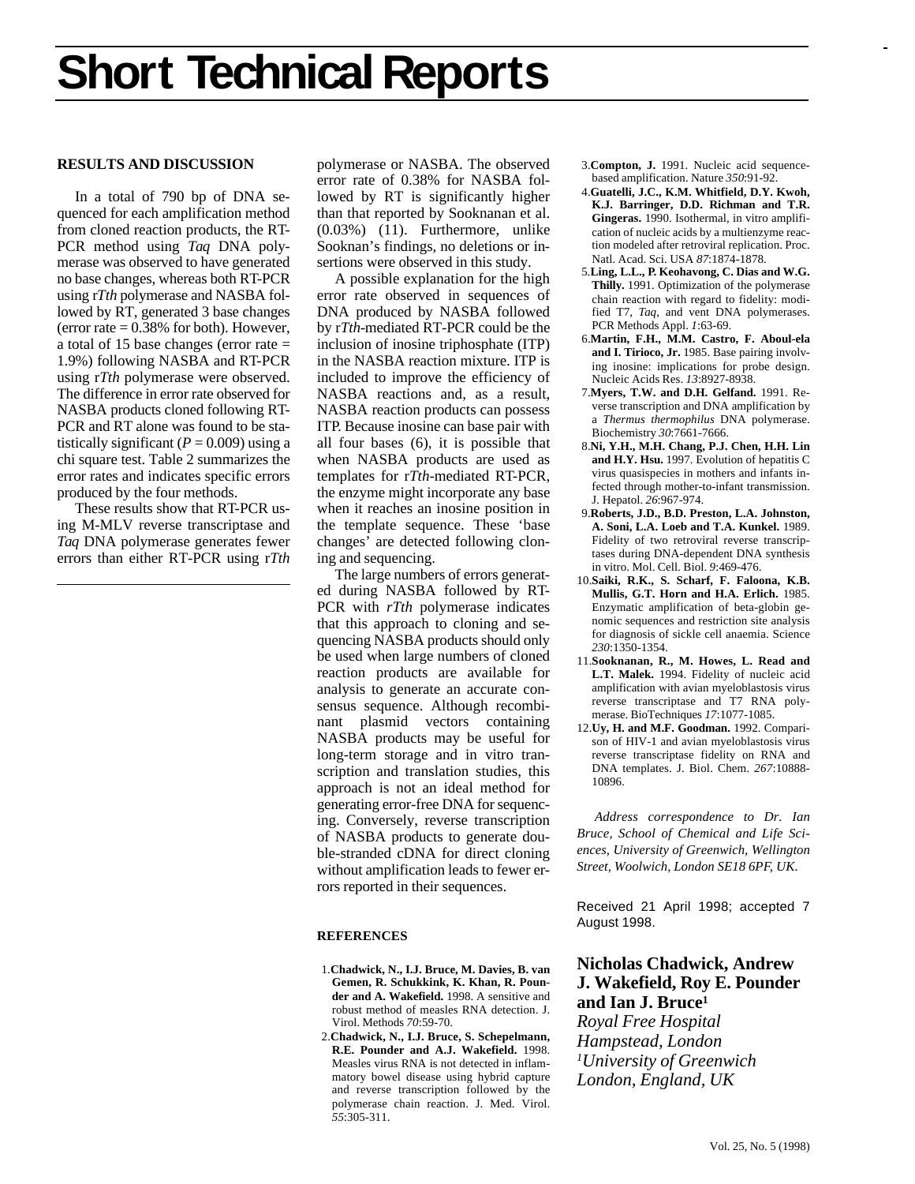## RESULTS AND DISCUSSION

In a total of 790 bp of DNA sequenced for each amplification method from cloned reaction products, the RT-PCR method using *Taq* DNA polymerase was observed to have generated no base changes, whereas both RT-PCR using r*Tth* polymerase and NASBA followed by RT, generated 3 base changes (error rate = 0.38% for both). However, a total of 15 base changes (error rate = 1.9%) following NASBA and RT-PCR using r*Tth* polymerase were observed. The difference in error rate observed for NASBA products cloned following RT-PCR and RT alone was found to be statistically significant ($P = 0.009$) using a chi square test. Table 2 summarizes the error rates and indicates specific errors produced by the four methods.

These results show that RT-PCR using M-MLV reverse transcriptase and *Taq* DNA polymerase generates fewer errors than either RT-PCR using r*Tth* polymerase or NASBA. The observed error rate of 0.38% for NASBA followed by RT is significantly higher than that reported by Sooknanan et al. (0.03%) (11). Furthermore, unlike Sooknan's findings, no deletions or insertions were observed in this study.

A possible explanation for the high error rate observed in sequences of DNA produced by NASBA followed by r*Tth*-mediated RT-PCR could be the inclusion of inosine triphosphate (ITP) in the NASBA reaction mixture. ITP is included to improve the efficiency of NASBA reactions and, as a result, NASBA reaction products can possess ITP. Because inosine can base pair with all four bases (6), it is possible that when NASBA products are used as templates for r*Tth*-mediated RT-PCR, the enzyme might incorporate any base when it reaches an inosine position in the template sequence. These 'base changes' are detected following cloning and sequencing.

The large numbers of errors generated during NASBA followed by RT-PCR with *rTth* polymerase indicates that this approach to cloning and sequencing NASBA products should only be used when large numbers of cloned reaction products are available for analysis to generate an accurate consensus sequence. Although recombinant plasmid vectors containing NASBA products may be useful for long-term storage and in vitro transcription and translation studies, this approach is not an ideal method for generating error-free DNA for sequencing. Conversely, reverse transcription of NASBA products to generate double-stranded cDNA for direct cloning without amplification leads to fewer errors reported in their sequences.

## REFERENCES

1. **Chadwick, N., I.J. Bruce, M. Davies, B. van Gemen, R. Schukkink, K. Khan, R. Pounder and A. Wakefield.** 1998. A sensitive and robust method of measles RNA detection. J. Virol. Methods *70*:59-70.
2. **Chadwick, N., I.J. Bruce, S. Schepelmann, R.E. Pounder and A.J. Wakefield.** 1998. Measles virus RNA is not detected in inflammatory bowel disease using hybrid capture and reverse transcription followed by the polymerase chain reaction. J. Med. Virol. *55*:305-311.
3. **Compton, J.** 1991. Nucleic acid sequence-based amplification. Nature *350*:91-92.
4. **Guatelli, J.C., K.M. Whitfield, D.Y. Kwoh, K.J. Barringer, D.D. Richman and T.R. Gingeras.** 1990. Isothermal, in vitro amplification of nucleic acids by a multienzyme reaction modeled after retroviral replication. Proc. Natl. Acad. Sci. USA *87*:1874-1878.
5. **Ling, L.L., P. Keohavong, C. Dias and W.G. Thilly.** 1991. Optimization of the polymerase chain reaction with regard to fidelity: modified T7, *Taq*, and vent DNA polymerases. PCR Methods Appl. *1*:63-69.
6. **Martin, F.H., M.M. Castro, F. Aboul-ela and I. Tirioco, Jr.** 1985. Base pairing involving inosine: implications for probe design. Nucleic Acids Res. *13*:8927-8938.
7. **Myers, T.W. and D.H. Gelfand.** 1991. Reverse transcription and DNA amplification by a *Thermus thermophilus* DNA polymerase. Biochemistry *30*:7661-7666.
8. **Ni, Y.H., M.H. Chang, P.J. Chen, H.H. Lin and H.Y. Hsu.** 1997. Evolution of hepatitis C virus quasispecies in mothers and infants infected through mother-to-infant transmission. J. Hepatol. *26*:967-974.
9. **Roberts, J.D., B.D. Preston, L.A. Johnston, A. Soni, L.A. Loeb and T.A. Kunkel.** 1989. Fidelity of two retroviral reverse transcriptases during DNA-dependent DNA synthesis in vitro. Mol. Cell. Biol. *9*:469-476.
10. **Saiki, R.K., S. Scharf, F. Faloona, K.B. Mullis, G.T. Horn and H.A. Erlich.** 1985. Enzymatic amplification of beta-globin genomic sequences and restriction site analysis for diagnosis of sickle cell anaemia. Science *230*:1350-1354.
11. **Sooknanan, R., M. Howes, L. Read and L.T. Malek.** 1994. Fidelity of nucleic acid amplification with avian myeloblastosis virus reverse transcriptase and T7 RNA polymerase. BioTechniques *17*:1077-1085.
12. **Uy, H. and M.F. Goodman.** 1992. Comparison of HIV-1 and avian myeloblastosis virus reverse transcriptase fidelity on RNA and DNA templates. J. Biol. Chem. *267*:10888-10896.

*Address correspondence to Dr. Ian Bruce, School of Chemical and Life Sciences, University of Greenwich, Wellington Street, Woolwich, London SE18 6PF, UK.*

Received 21 April 1998; accepted 7 August 1998.

**Nicholas Chadwick, Andrew J. Wakefield, Roy E. Pounder and Ian J. Bruce[1]**
*Royal Free Hospital*
*Hampstead, London*
*[1]University of Greenwich*
*London, England, UK*